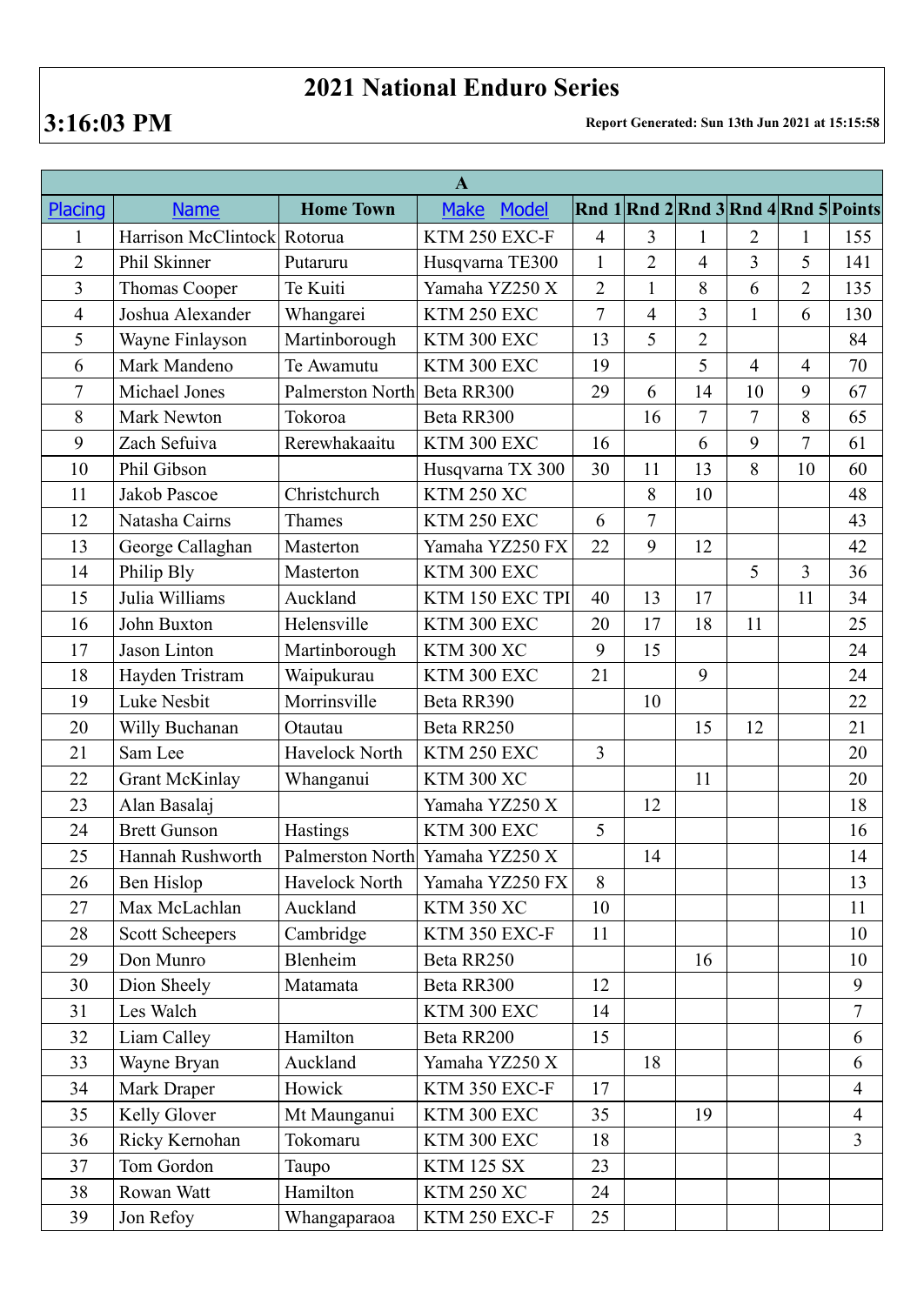# 2021 National Enduro Series

**3:16:03 PM**

**Report Generated: Sun 13th Jun 2021 at 15:15:58**

| A | | | | | | | | | |
|---|---|---|---|---|---|---|---|---|---|
| Placing | Name | Home Town | Make Model | Rnd 1 | Rnd 2 | Rnd 3 | Rnd 4 | Rnd 5 | Points |
| 1 | Harrison McClintock | Rotorua | KTM 250 EXC-F | 4 | 3 | 1 | 2 | 1 | 155 |
| 2 | Phil Skinner | Putaruru | Husqvarna TE300 | 1 | 2 | 4 | 3 | 5 | 141 |
| 3 | Thomas Cooper | Te Kuiti | Yamaha YZ250 X | 2 | 1 | 8 | 6 | 2 | 135 |
| 4 | Joshua Alexander | Whangarei | KTM 250 EXC | 7 | 4 | 3 | 1 | 6 | 130 |
| 5 | Wayne Finlayson | Martinborough | KTM 300 EXC | 13 | 5 | 2 | | | 84 |
| 6 | Mark Mandeno | Te Awamutu | KTM 300 EXC | 19 | | 5 | 4 | 4 | 70 |
| 7 | Michael Jones | Palmerston North | Beta RR300 | 29 | 6 | 14 | 10 | 9 | 67 |
| 8 | Mark Newton | Tokoroa | Beta RR300 | | 16 | 7 | 7 | 8 | 65 |
| 9 | Zach Sefuiva | Rerewhakaaitu | KTM 300 EXC | 16 | | 6 | 9 | 7 | 61 |
| 10 | Phil Gibson | | Husqvarna TX 300 | 30 | 11 | 13 | 8 | 10 | 60 |
| 11 | Jakob Pascoe | Christchurch | KTM 250 XC | | 8 | 10 | | | 48 |
| 12 | Natasha Cairns | Thames | KTM 250 EXC | 6 | 7 | | | | 43 |
| 13 | George Callaghan | Masterton | Yamaha YZ250 FX | 22 | 9 | 12 | | | 42 |
| 14 | Philip Bly | Masterton | KTM 300 EXC | | | | 5 | 3 | 36 |
| 15 | Julia Williams | Auckland | KTM 150 EXC TPI | 40 | 13 | 17 | | 11 | 34 |
| 16 | John Buxton | Helensville | KTM 300 EXC | 20 | 17 | 18 | 11 | | 25 |
| 17 | Jason Linton | Martinborough | KTM 300 XC | 9 | 15 | | | | 24 |
| 18 | Hayden Tristram | Waipukurau | KTM 300 EXC | 21 | | 9 | | | 24 |
| 19 | Luke Nesbit | Morrinsville | Beta RR390 | | 10 | | | | 22 |
| 20 | Willy Buchanan | Otautau | Beta RR250 | | | 15 | 12 | | 21 |
| 21 | Sam Lee | Havelock North | KTM 250 EXC | 3 | | | | | 20 |
| 22 | Grant McKinlay | Whanganui | KTM 300 XC | | | 11 | | | 20 |
| 23 | Alan Basalaj | | Yamaha YZ250 X | | 12 | | | | 18 |
| 24 | Brett Gunson | Hastings | KTM 300 EXC | 5 | | | | | 16 |
| 25 | Hannah Rushworth | Palmerston North | Yamaha YZ250 X | | 14 | | | | 14 |
| 26 | Ben Hislop | Havelock North | Yamaha YZ250 FX | 8 | | | | | 13 |
| 27 | Max McLachlan | Auckland | KTM 350 XC | 10 | | | | | 11 |
| 28 | Scott Scheepers | Cambridge | KTM 350 EXC-F | 11 | | | | | 10 |
| 29 | Don Munro | Blenheim | Beta RR250 | | | 16 | | | 10 |
| 30 | Dion Sheely | Matamata | Beta RR300 | 12 | | | | | 9 |
| 31 | Les Walch | | KTM 300 EXC | 14 | | | | | 7 |
| 32 | Liam Calley | Hamilton | Beta RR200 | 15 | | | | | 6 |
| 33 | Wayne Bryan | Auckland | Yamaha YZ250 X | | 18 | | | | 6 |
| 34 | Mark Draper | Howick | KTM 350 EXC-F | 17 | | | | | 4 |
| 35 | Kelly Glover | Mt Maunganui | KTM 300 EXC | 35 | | 19 | | | 4 |
| 36 | Ricky Kernohan | Tokomaru | KTM 300 EXC | 18 | | | | | 3 |
| 37 | Tom Gordon | Taupo | KTM 125 SX | 23 | | | | | |
| 38 | Rowan Watt | Hamilton | KTM 250 XC | 24 | | | | | |
| 39 | Jon Refoy | Whangaparaoa | KTM 250 EXC-F | 25 | | | | | |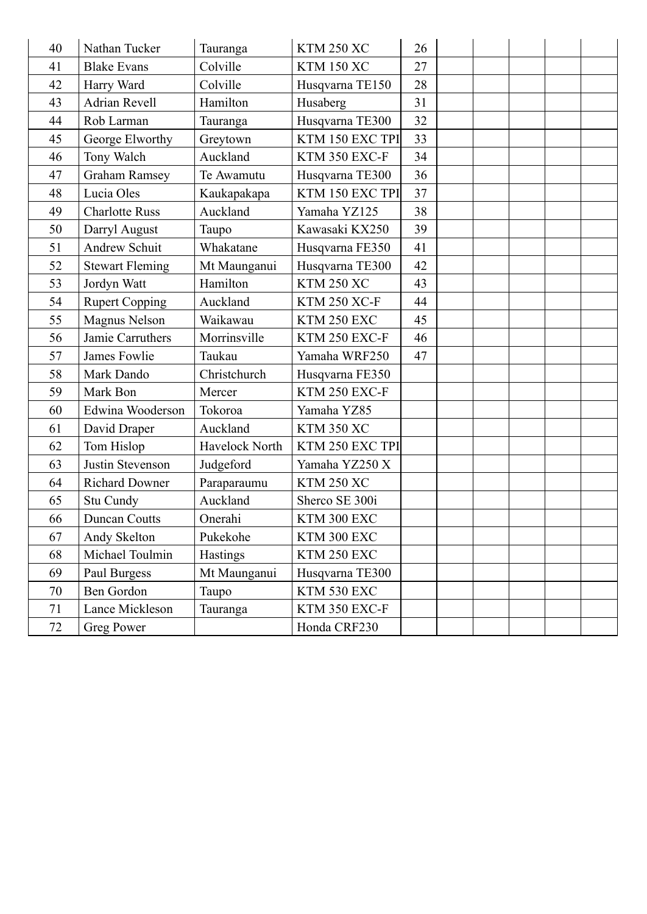| | | | | | | | | | |
|---|---|---|---|---|---|---|---|---|---|
| 40 | Nathan Tucker | Tauranga | KTM 250 XC | 26 | | | | | |
| 41 | Blake Evans | Colville | KTM 150 XC | 27 | | | | | |
| 42 | Harry Ward | Colville | Husqvarna TE150 | 28 | | | | | |
| 43 | Adrian Revell | Hamilton | Husaberg | 31 | | | | | |
| 44 | Rob Larman | Tauranga | Husqvarna TE300 | 32 | | | | | |
| 45 | George Elworthy | Greytown | KTM 150 EXC TPI | 33 | | | | | |
| 46 | Tony Walch | Auckland | KTM 350 EXC-F | 34 | | | | | |
| 47 | Graham Ramsey | Te Awamutu | Husqvarna TE300 | 36 | | | | | |
| 48 | Lucia Oles | Kaukapakapa | KTM 150 EXC TPI | 37 | | | | | |
| 49 | Charlotte Russ | Auckland | Yamaha YZ125 | 38 | | | | | |
| 50 | Darryl August | Taupo | Kawasaki KX250 | 39 | | | | | |
| 51 | Andrew Schuit | Whakatane | Husqvarna FE350 | 41 | | | | | |
| 52 | Stewart Fleming | Mt Maunganui | Husqvarna TE300 | 42 | | | | | |
| 53 | Jordyn Watt | Hamilton | KTM 250 XC | 43 | | | | | |
| 54 | Rupert Copping | Auckland | KTM 250 XC-F | 44 | | | | | |
| 55 | Magnus Nelson | Waikawau | KTM 250 EXC | 45 | | | | | |
| 56 | Jamie Carruthers | Morrinsville | KTM 250 EXC-F | 46 | | | | | |
| 57 | James Fowlie | Taukau | Yamaha WRF250 | 47 | | | | | |
| 58 | Mark Dando | Christchurch | Husqvarna FE350 | | | | | | |
| 59 | Mark Bon | Mercer | KTM 250 EXC-F | | | | | | |
| 60 | Edwina Wooderson | Tokoroa | Yamaha YZ85 | | | | | | |
| 61 | David Draper | Auckland | KTM 350 XC | | | | | | |
| 62 | Tom Hislop | Havelock North | KTM 250 EXC TPI | | | | | | |
| 63 | Justin Stevenson | Judgeford | Yamaha YZ250 X | | | | | | |
| 64 | Richard Downer | Paraparaumu | KTM 250 XC | | | | | | |
| 65 | Stu Cundy | Auckland | Sherco SE 300i | | | | | | |
| 66 | Duncan Coutts | Onerahi | KTM 300 EXC | | | | | | |
| 67 | Andy Skelton | Pukekohe | KTM 300 EXC | | | | | | |
| 68 | Michael Toulmin | Hastings | KTM 250 EXC | | | | | | |
| 69 | Paul Burgess | Mt Maunganui | Husqvarna TE300 | | | | | | |
| 70 | Ben Gordon | Taupo | KTM 530 EXC | | | | | | |
| 71 | Lance Mickleson | Tauranga | KTM 350 EXC-F | | | | | | |
| 72 | Greg Power | | Honda CRF230 | | | | | | |